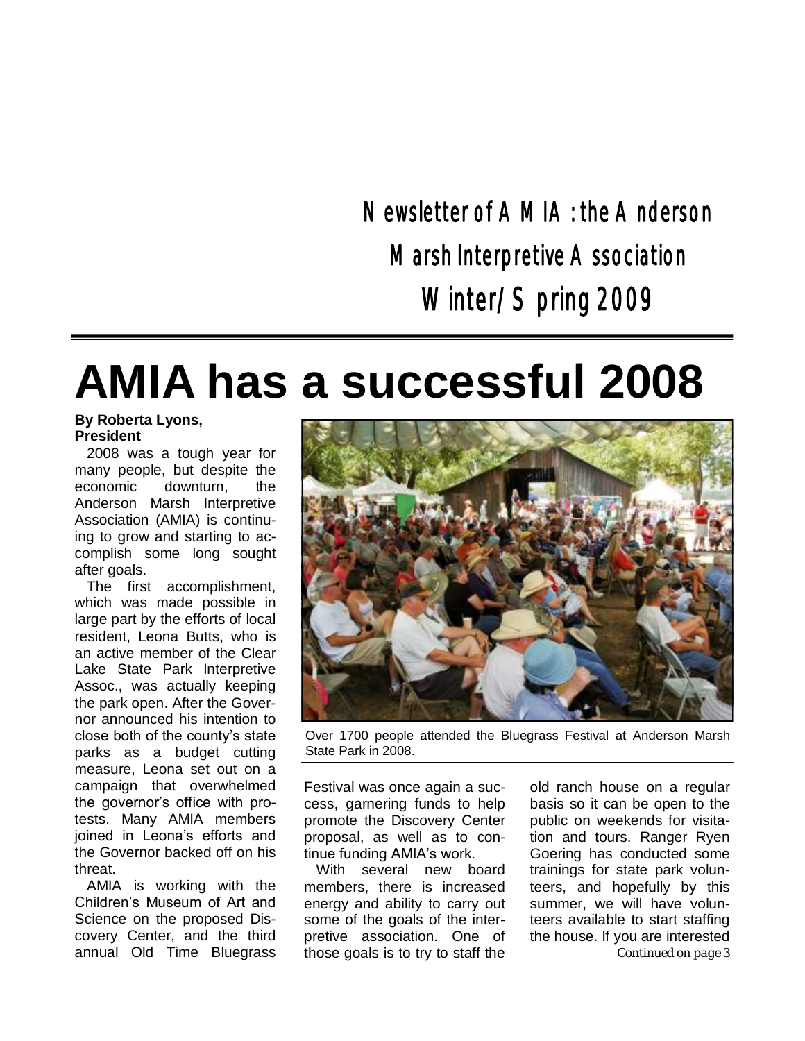Newsletter of AMIA: the Anderson Marsh Interpretive Association

Winter/Spring 2009

# AMIA has a successful 2008

**By Roberta Lyons, President**

2008 was a tough year for many people, but despite the economic downturn, the Anderson Marsh Interpretive Association (AMIA) is continuing to grow and starting to accomplish some long sought after goals.

The first accomplishment, which was made possible in large part by the efforts of local resident, Leona Butts, who is an active member of the Clear Lake State Park Interpretive Assoc., was actually keeping the park open. After the Governor announced his intention to close both of the county's state parks as a budget cutting measure, Leona set out on a campaign that overwhelmed the governor's office with protests. Many AMIA members joined in Leona's efforts and the Governor backed off on his threat.

AMIA is working with the Children's Museum of Art and Science on the proposed Discovery Center, and the third annual Old Time Bluegrass Festival was once again a success, garnering funds to help promote the Discovery Center proposal, as well as to continue funding AMIA's work.

With several new board members, there is increased energy and ability to carry out some of the goals of the interpretive association. One of those goals is to try to staff the old ranch house on a regular basis so it can be open to the public on weekends for visitation and tours. Ranger Ryen Goering has conducted some trainings for state park volunteers, and hopefully by this summer, we will have volunteers available to start staffing the house. If you are interested

*Continued on page 3*

Over 1700 people attended the Bluegrass Festival at Anderson Marsh State Park in 2008.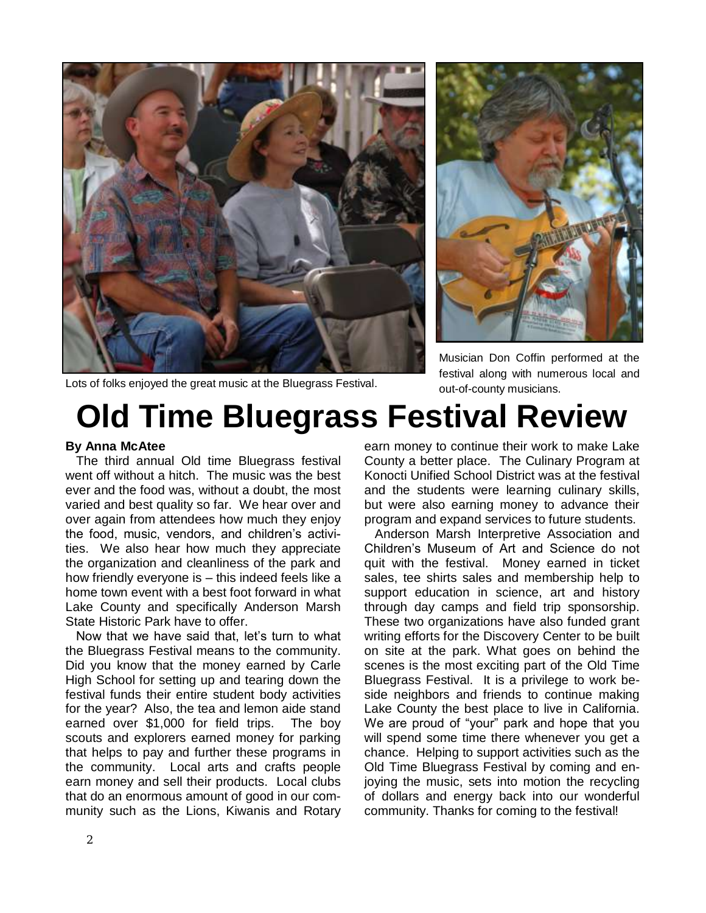Lots of folks enjoyed the great music at the Bluegrass Festival.

Musician Don Coffin performed at the festival along with numerous local and out-of-county musicians.

# Old Time Bluegrass Festival Review

**By Anna McAtee**

The third annual Old time Bluegrass festival went off without a hitch. The music was the best ever and the food was, without a doubt, the most varied and best quality so far. We hear over and over again from attendees how much they enjoy the food, music, vendors, and children's activities. We also hear how much they appreciate the organization and cleanliness of the park and how friendly everyone is – this indeed feels like a home town event with a best foot forward in what Lake County and specifically Anderson Marsh State Historic Park have to offer.

Now that we have said that, let's turn to what the Bluegrass Festival means to the community. Did you know that the money earned by Carle High School for setting up and tearing down the festival funds their entire student body activities for the year? Also, the tea and lemon aide stand earned over $1,000 for field trips. The boy scouts and explorers earned money for parking that helps to pay and further these programs in the community. Local arts and crafts people earn money and sell their products. Local clubs that do an enormous amount of good in our community such as the Lions, Kiwanis and Rotary earn money to continue their work to make Lake County a better place. The Culinary Program at Konocti Unified School District was at the festival and the students were learning culinary skills, but were also earning money to advance their program and expand services to future students.

Anderson Marsh Interpretive Association and Children's Museum of Art and Science do not quit with the festival. Money earned in ticket sales, tee shirts sales and membership help to support education in science, art and history through day camps and field trip sponsorship. These two organizations have also funded grant writing efforts for the Discovery Center to be built on site at the park. What goes on behind the scenes is the most exciting part of the Old Time Bluegrass Festival. It is a privilege to work beside neighbors and friends to continue making Lake County the best place to live in California. We are proud of "your" park and hope that you will spend some time there whenever you get a chance. Helping to support activities such as the Old Time Bluegrass Festival by coming and enjoying the music, sets into motion the recycling of dollars and energy back into our wonderful community. Thanks for coming to the festival!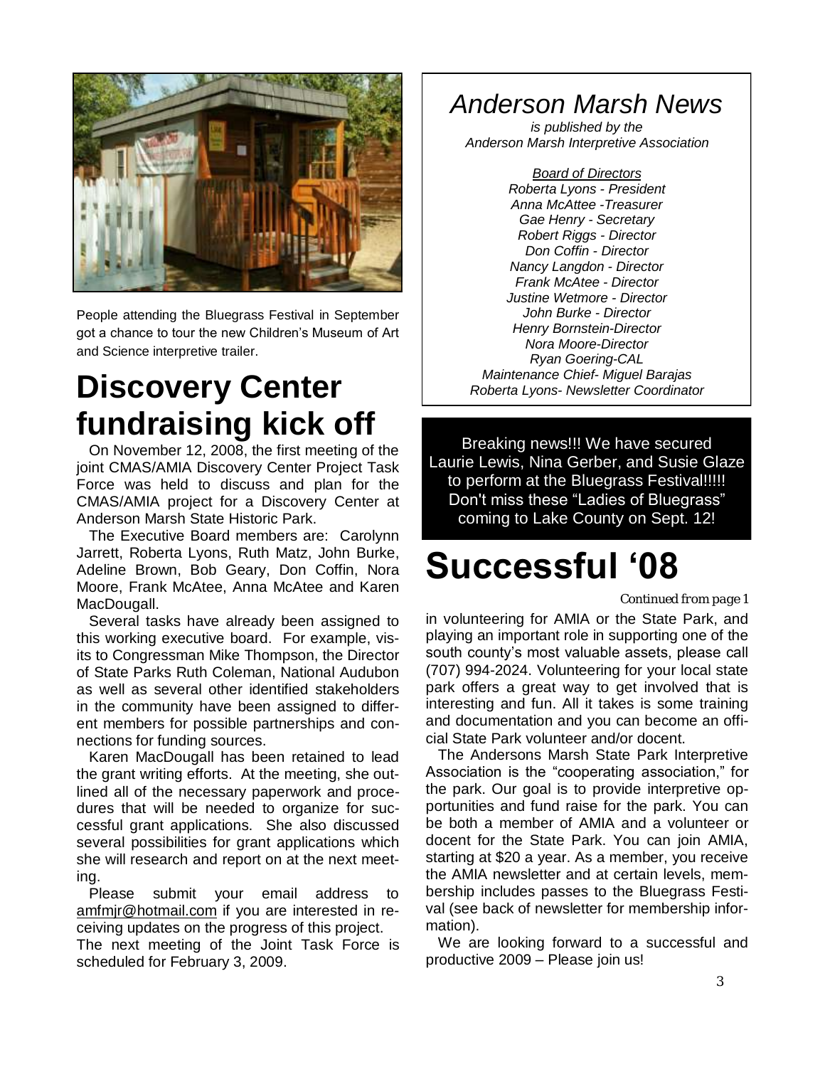People attending the Bluegrass Festival in September got a chance to tour the new Children's Museum of Art and Science interpretive trailer.

# Discovery Center fundraising kick off

On November 12, 2008, the first meeting of the joint CMAS/AMIA Discovery Center Project Task Force was held to discuss and plan for the CMAS/AMIA project for a Discovery Center at Anderson Marsh State Historic Park.

The Executive Board members are: Carolynn Jarrett, Roberta Lyons, Ruth Matz, John Burke, Adeline Brown, Bob Geary, Don Coffin, Nora Moore, Frank McAtee, Anna McAtee and Karen MacDougall.

Several tasks have already been assigned to this working executive board. For example, visits to Congressman Mike Thompson, the Director of State Parks Ruth Coleman, National Audubon as well as several other identified stakeholders in the community have been assigned to different members for possible partnerships and connections for funding sources.

Karen MacDougall has been retained to lead the grant writing efforts. At the meeting, she outlined all of the necessary paperwork and procedures that will be needed to organize for successful grant applications. She also discussed several possibilities for grant applications which she will research and report on at the next meeting.

Please submit your email address to amfmjr@hotmail.com if you are interested in receiving updates on the progress of this project.

The next meeting of the Joint Task Force is scheduled for February 3, 2009.

## *Anderson Marsh News*

*is published by the Anderson Marsh Interpretive Association*

*Board of Directors*
*Roberta Lyons - President*
*Anna McAttee -Treasurer*
*Gae Henry - Secretary*
*Robert Riggs - Director*
*Don Coffin - Director*
*Nancy Langdon - Director*
*Frank McAtee - Director*
*Justine Wetmore - Director*
*John Burke - Director*
*Henry Bornstein-Director*
*Nora Moore-Director*
*Ryan Goering-CAL*
*Maintenance Chief- Miguel Barajas*
*Roberta Lyons- Newsletter Coordinator*

Breaking news!!! We have secured Laurie Lewis, Nina Gerber, and Susie Glaze to perform at the Bluegrass Festival!!!!! Don't miss these "Ladies of Bluegrass" coming to Lake County on Sept. 12!

# Successful '08

*Continued from page 1*

in volunteering for AMIA or the State Park, and playing an important role in supporting one of the south county's most valuable assets, please call (707) 994-2024. Volunteering for your local state park offers a great way to get involved that is interesting and fun. All it takes is some training and documentation and you can become an official State Park volunteer and/or docent.

The Andersons Marsh State Park Interpretive Association is the "cooperating association," for the park. Our goal is to provide interpretive opportunities and fund raise for the park. You can be both a member of AMIA and a volunteer or docent for the State Park. You can join AMIA, starting at $20 a year. As a member, you receive the AMIA newsletter and at certain levels, membership includes passes to the Bluegrass Festival (see back of newsletter for membership information).

We are looking forward to a successful and productive 2009 – Please join us!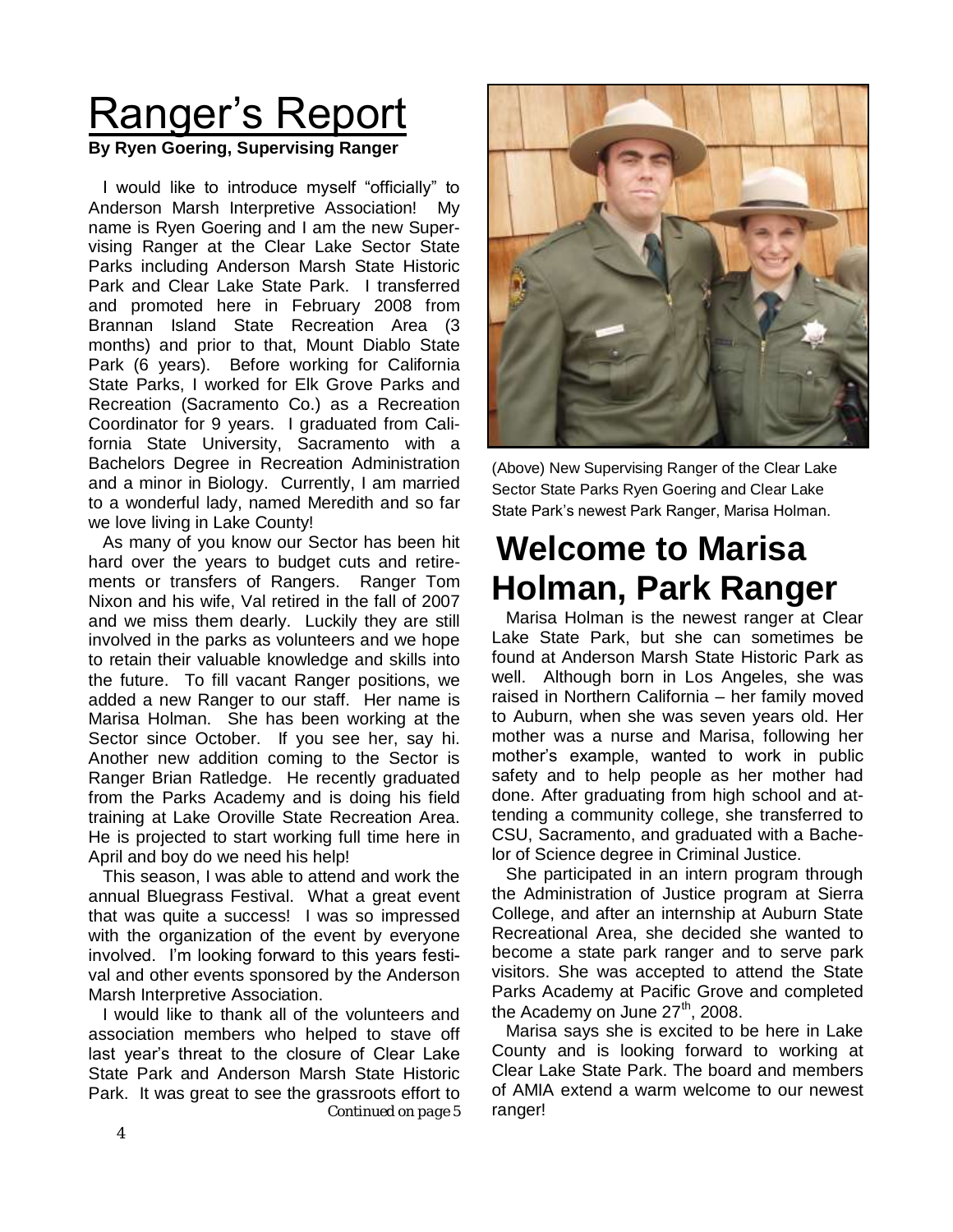# Ranger's Report

**By Ryen Goering, Supervising Ranger**

I would like to introduce myself "officially" to Anderson Marsh Interpretive Association! My name is Ryen Goering and I am the new Supervising Ranger at the Clear Lake Sector State Parks including Anderson Marsh State Historic Park and Clear Lake State Park. I transferred and promoted here in February 2008 from Brannan Island State Recreation Area (3 months) and prior to that, Mount Diablo State Park (6 years). Before working for California State Parks, I worked for Elk Grove Parks and Recreation (Sacramento Co.) as a Recreation Coordinator for 9 years. I graduated from California State University, Sacramento with a Bachelors Degree in Recreation Administration and a minor in Biology. Currently, I am married to a wonderful lady, named Meredith and so far we love living in Lake County!

As many of you know our Sector has been hit hard over the years to budget cuts and retirements or transfers of Rangers. Ranger Tom Nixon and his wife, Val retired in the fall of 2007 and we miss them dearly. Luckily they are still involved in the parks as volunteers and we hope to retain their valuable knowledge and skills into the future. To fill vacant Ranger positions, we added a new Ranger to our staff. Her name is Marisa Holman. She has been working at the Sector since October. If you see her, say hi. Another new addition coming to the Sector is Ranger Brian Ratledge. He recently graduated from the Parks Academy and is doing his field training at Lake Oroville State Recreation Area. He is projected to start working full time here in April and boy do we need his help!

This season, I was able to attend and work the annual Bluegrass Festival. What a great event that was quite a success! I was so impressed with the organization of the event by everyone involved. I'm looking forward to this years festival and other events sponsored by the Anderson Marsh Interpretive Association.

I would like to thank all of the volunteers and association members who helped to stave off last year's threat to the closure of Clear Lake State Park and Anderson Marsh State Historic Park. It was great to see the grassroots effort to

*Continued on page 5*

(Above) New Supervising Ranger of the Clear Lake Sector State Parks Ryen Goering and Clear Lake State Park's newest Park Ranger, Marisa Holman.

# Welcome to Marisa Holman, Park Ranger

Marisa Holman is the newest ranger at Clear Lake State Park, but she can sometimes be found at Anderson Marsh State Historic Park as well. Although born in Los Angeles, she was raised in Northern California – her family moved to Auburn, when she was seven years old. Her mother was a nurse and Marisa, following her mother's example, wanted to work in public safety and to help people as her mother had done. After graduating from high school and attending a community college, she transferred to CSU, Sacramento, and graduated with a Bachelor of Science degree in Criminal Justice.

She participated in an intern program through the Administration of Justice program at Sierra College, and after an internship at Auburn State Recreational Area, she decided she wanted to become a state park ranger and to serve park visitors. She was accepted to attend the State Parks Academy at Pacific Grove and completed the Academy on June 27th, 2008.

Marisa says she is excited to be here in Lake County and is looking forward to working at Clear Lake State Park. The board and members of AMIA extend a warm welcome to our newest ranger!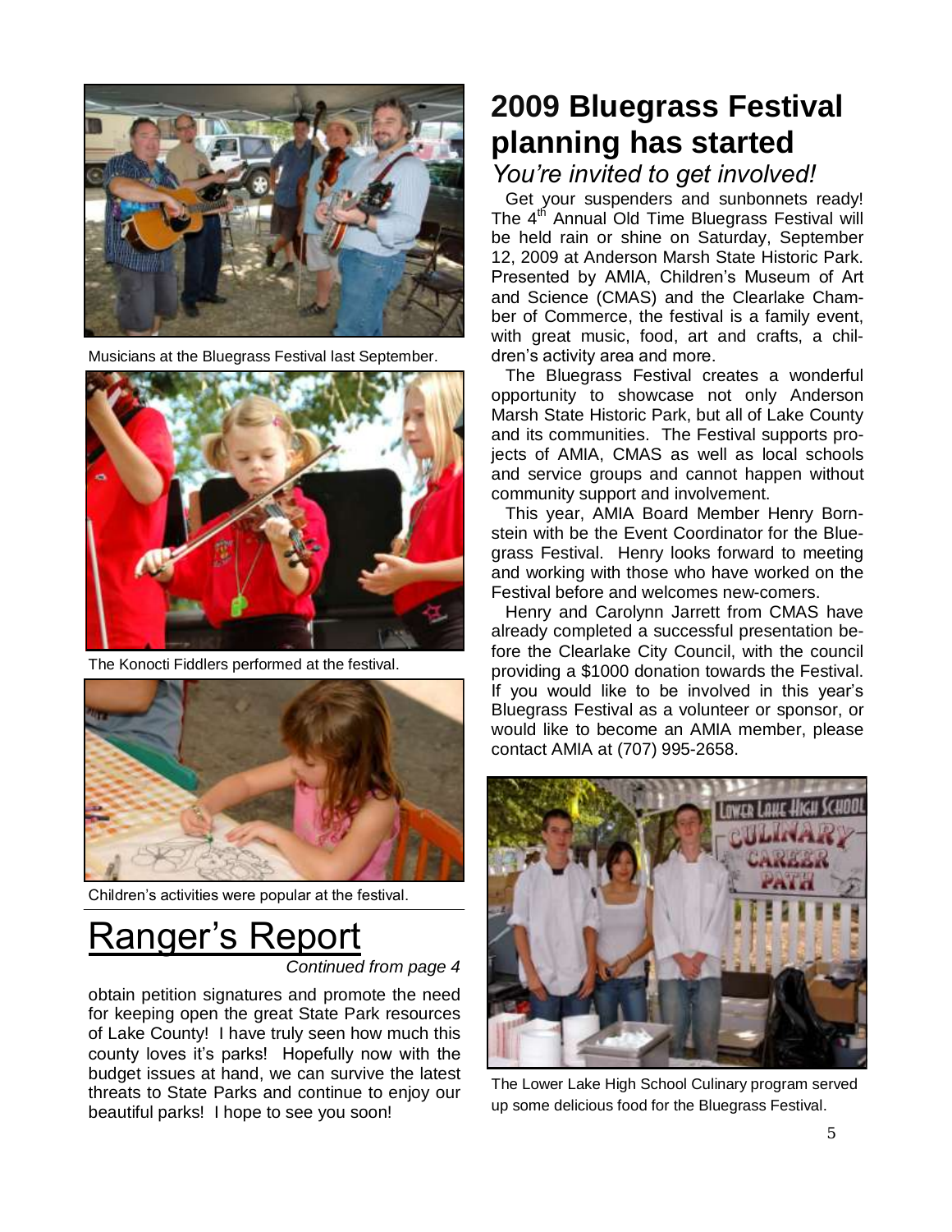Musicians at the Bluegrass Festival last September.

The Konocti Fiddlers performed at the festival.

Children's activities were popular at the festival.

# Ranger's Report

*Continued from page 4*

obtain petition signatures and promote the need for keeping open the great State Park resources of Lake County! I have truly seen how much this county loves it's parks! Hopefully now with the budget issues at hand, we can survive the latest threats to State Parks and continue to enjoy our beautiful parks! I hope to see you soon!

# 2009 Bluegrass Festival planning has started

## *You're invited to get involved!*

Get your suspenders and sunbonnets ready! The 4th Annual Old Time Bluegrass Festival will be held rain or shine on Saturday, September 12, 2009 at Anderson Marsh State Historic Park. Presented by AMIA, Children's Museum of Art and Science (CMAS) and the Clearlake Chamber of Commerce, the festival is a family event, with great music, food, art and crafts, a children's activity area and more.

The Bluegrass Festival creates a wonderful opportunity to showcase not only Anderson Marsh State Historic Park, but all of Lake County and its communities. The Festival supports projects of AMIA, CMAS as well as local schools and service groups and cannot happen without community support and involvement.

This year, AMIA Board Member Henry Bornstein with be the Event Coordinator for the Bluegrass Festival. Henry looks forward to meeting and working with those who have worked on the Festival before and welcomes new-comers.

Henry and Carolynn Jarrett from CMAS have already completed a successful presentation before the Clearlake City Council, with the council providing a $1000 donation towards the Festival. If you would like to be involved in this year's Bluegrass Festival as a volunteer or sponsor, or would like to become an AMIA member, please contact AMIA at (707) 995-2658.

The Lower Lake High School Culinary program served up some delicious food for the Bluegrass Festival.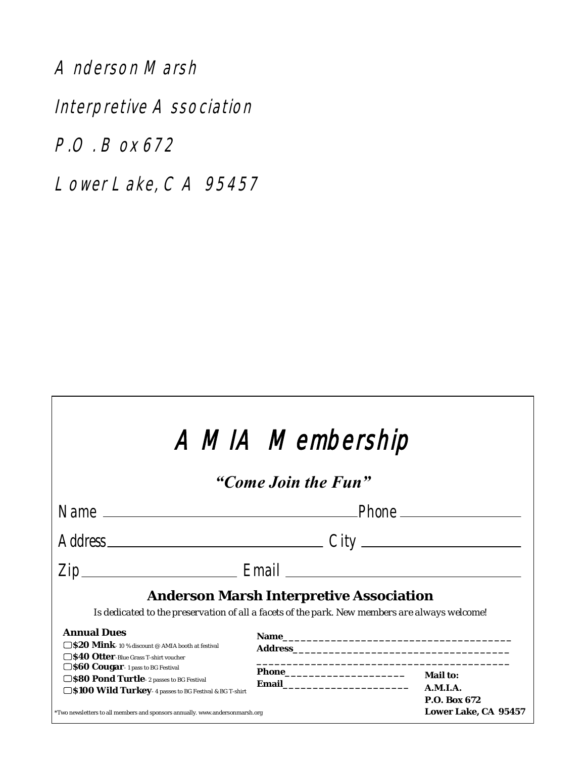Anderson Marsh

Interpretive Association

P.O. Box 672

Lower Lake, CA 95457

# AMIA Membership

***"Come Join the Fun"***

Name \_\_\_\_\_\_\_\_\_\_\_\_\_\_\_\_\_\_\_\_\_\_\_\_\_\_\_\_\_\_\_\_\_\_\_\_ Phone \_\_\_\_\_\_\_\_\_\_\_\_\_\_\_\_

Address \_\_\_\_\_\_\_\_\_\_\_\_\_\_\_\_\_\_\_\_\_\_\_\_\_\_\_\_\_\_ City \_\_\_\_\_\_\_\_\_\_\_\_\_\_\_\_\_\_\_\_

Zip \_\_\_\_\_\_\_\_\_\_\_\_\_\_\_\_\_\_\_\_\_ Email \_\_\_\_\_\_\_\_\_\_\_\_\_\_\_\_\_\_\_\_\_\_\_\_\_\_\_\_\_\_\_\_\_\_

## Anderson Marsh Interpretive Association

*Is dedicated to the preservation of all a facets of the park. New members are always welcome!*

**Annual Dues**

- ☐ **$20 Mink**- 10 % discount @ AMIA booth at festival
- ☐ **$40 Otter**-Blue Grass T-shirt voucher
- ☐ **$60 Cougar**- 1 pass to BG Festival
- ☐ **$80 Pond Turtle**- 2 passes to BG Festival
- ☐ **$100 Wild Turkey**- 4 passes to BG Festival & BG T-shirt

**Name**\_\_\_\_\_\_\_\_\_\_\_\_\_\_\_\_\_\_\_\_\_\_\_\_\_\_\_\_\_\_\_\_\_\_\_\_\_\_

**Address**\_\_\_\_\_\_\_\_\_\_\_\_\_\_\_\_\_\_\_\_\_\_\_\_\_\_\_\_\_\_\_\_\_\_\_\_\_

\_\_\_\_\_\_\_\_\_\_\_\_\_\_\_\_\_\_\_\_\_\_\_\_\_\_\_\_\_\_\_\_\_\_\_\_\_\_\_\_\_\_\_\_

**Phone**\_\_\_\_\_\_\_\_\_\_\_\_\_\_\_\_\_\_\_\_

**Email**\_\_\_\_\_\_\_\_\_\_\_\_\_\_\_\_\_\_\_\_\_

**Mail to:**
**A.M.I.A.**
**P.O. Box 672**
**Lower Lake, CA 95457**

*Two newsletters to all members and sponsors annually. www.andersonmarsh.org